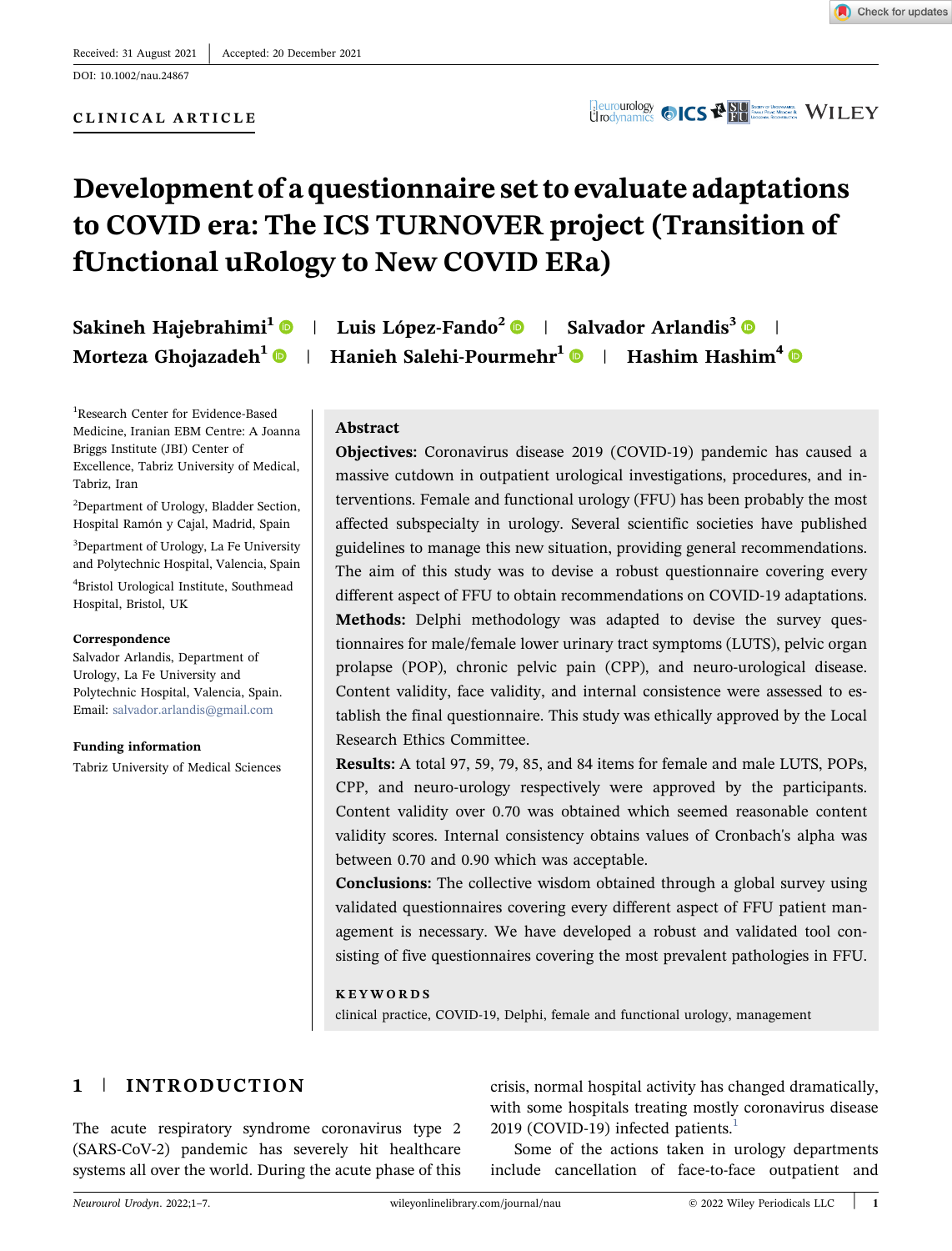Received: 31 August 2021 | Accepted: 20 December 2021

DOI: 10.1002/nau.24867

CLINICAL ARTICLE

# Development of a questionnaire set to evaluate adaptations to COVID era: The ICS TURNOVER project (Transition of fUnctional uRology to New COVID ERa)

Sakineh Hajebrahimi[1] | Luis López-Fando[2] | Salvador Arlandis[3] | Morteza Ghojazadeh[1] | Hanieh Salehi-Pourmehr[1] | Hashim Hashim[4]

[1]Research Center for Evidence-Based Medicine, Iranian EBM Centre: A Joanna Briggs Institute (JBI) Center of Excellence, Tabriz University of Medical, Tabriz, Iran

[2]Department of Urology, Bladder Section, Hospital Ramón y Cajal, Madrid, Spain

[3]Department of Urology, La Fe University and Polytechnic Hospital, Valencia, Spain

[4]Bristol Urological Institute, Southmead Hospital, Bristol, UK

**Correspondence**
Salvador Arlandis, Department of Urology, La Fe University and Polytechnic Hospital, Valencia, Spain.
Email: salvador.arlandis@gmail.com

**Funding information**
Tabriz University of Medical Sciences

## Abstract

**Objectives:** Coronavirus disease 2019 (COVID-19) pandemic has caused a massive cutdown in outpatient urological investigations, procedures, and interventions. Female and functional urology (FFU) has been probably the most affected subspecialty in urology. Several scientific societies have published guidelines to manage this new situation, providing general recommendations. The aim of this study was to devise a robust questionnaire covering every different aspect of FFU to obtain recommendations on COVID-19 adaptations.

**Methods:** Delphi methodology was adapted to devise the survey questionnaires for male/female lower urinary tract symptoms (LUTS), pelvic organ prolapse (POP), chronic pelvic pain (CPP), and neuro-urological disease. Content validity, face validity, and internal consistence were assessed to establish the final questionnaire. This study was ethically approved by the Local Research Ethics Committee.

**Results:** A total 97, 59, 79, 85, and 84 items for female and male LUTS, POPs, CPP, and neuro-urology respectively were approved by the participants. Content validity over 0.70 was obtained which seemed reasonable content validity scores. Internal consistency obtains values of Cronbach's alpha was between 0.70 and 0.90 which was acceptable.

**Conclusions:** The collective wisdom obtained through a global survey using validated questionnaires covering every different aspect of FFU patient management is necessary. We have developed a robust and validated tool consisting of five questionnaires covering the most prevalent pathologies in FFU.

**KEYWORDS**

clinical practice, COVID-19, Delphi, female and functional urology, management

## 1 | INTRODUCTION

The acute respiratory syndrome coronavirus type 2 (SARS-CoV-2) pandemic has severely hit healthcare systems all over the world. During the acute phase of this crisis, normal hospital activity has changed dramatically, with some hospitals treating mostly coronavirus disease 2019 (COVID-19) infected patients.[1]

Some of the actions taken in urology departments include cancellation of face-to-face outpatient and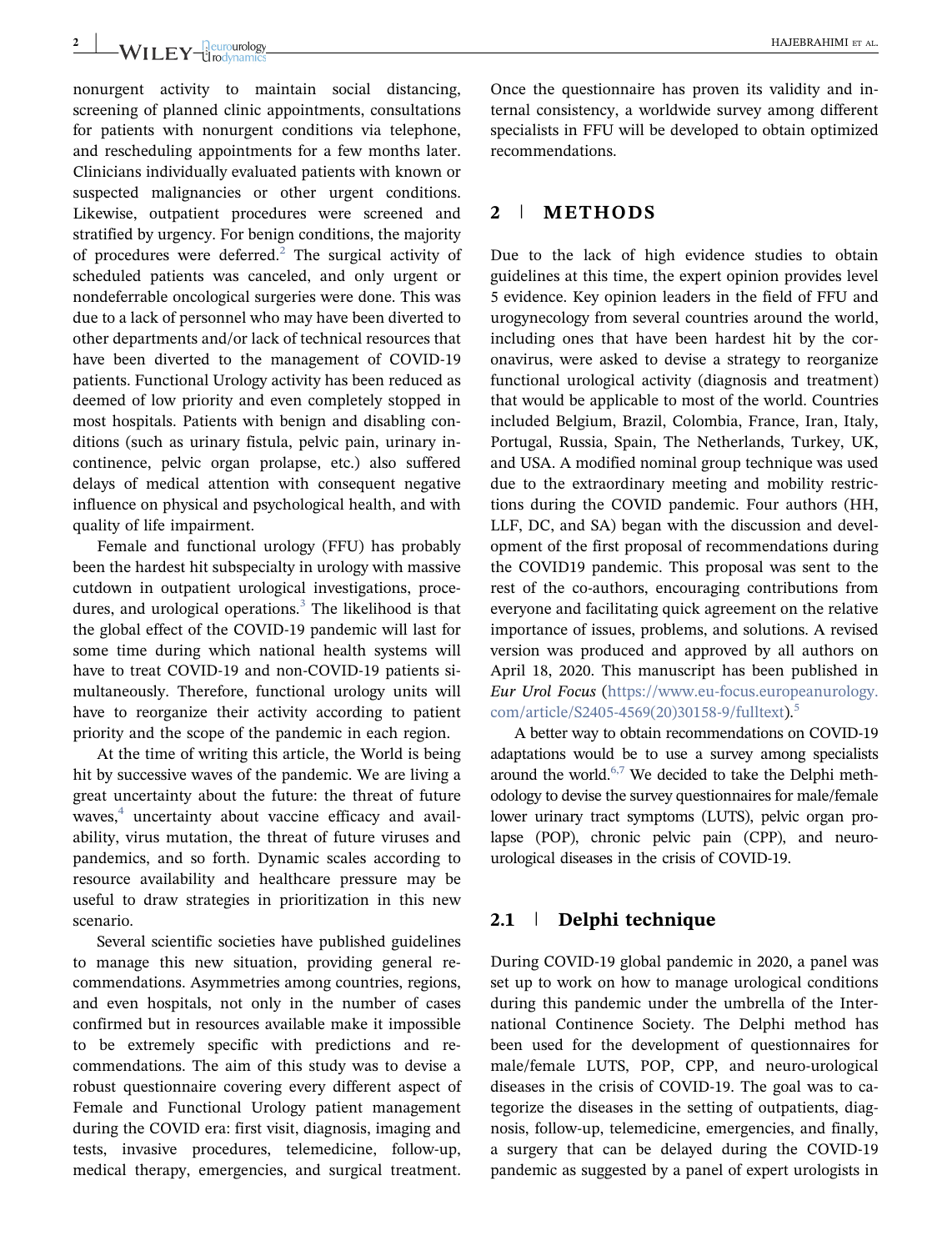nonurgent activity to maintain social distancing, screening of planned clinic appointments, consultations for patients with nonurgent conditions via telephone, and rescheduling appointments for a few months later. Clinicians individually evaluated patients with known or suspected malignancies or other urgent conditions. Likewise, outpatient procedures were screened and stratified by urgency. For benign conditions, the majority of procedures were deferred.[2] The surgical activity of scheduled patients was canceled, and only urgent or nondeferrable oncological surgeries were done. This was due to a lack of personnel who may have been diverted to other departments and/or lack of technical resources that have been diverted to the management of COVID-19 patients. Functional Urology activity has been reduced as deemed of low priority and even completely stopped in most hospitals. Patients with benign and disabling conditions (such as urinary fistula, pelvic pain, urinary incontinence, pelvic organ prolapse, etc.) also suffered delays of medical attention with consequent negative influence on physical and psychological health, and with quality of life impairment.

Female and functional urology (FFU) has probably been the hardest hit subspecialty in urology with massive cutdown in outpatient urological investigations, procedures, and urological operations.[3] The likelihood is that the global effect of the COVID-19 pandemic will last for some time during which national health systems will have to treat COVID-19 and non-COVID-19 patients simultaneously. Therefore, functional urology units will have to reorganize their activity according to patient priority and the scope of the pandemic in each region.

At the time of writing this article, the World is being hit by successive waves of the pandemic. We are living a great uncertainty about the future: the threat of future waves,[4] uncertainty about vaccine efficacy and availability, virus mutation, the threat of future viruses and pandemics, and so forth. Dynamic scales according to resource availability and healthcare pressure may be useful to draw strategies in prioritization in this new scenario.

Several scientific societies have published guidelines to manage this new situation, providing general recommendations. Asymmetries among countries, regions, and even hospitals, not only in the number of cases confirmed but in resources available make it impossible to be extremely specific with predictions and recommendations. The aim of this study was to devise a robust questionnaire covering every different aspect of Female and Functional Urology patient management during the COVID era: first visit, diagnosis, imaging and tests, invasive procedures, telemedicine, follow-up, medical therapy, emergencies, and surgical treatment. Once the questionnaire has proven its validity and internal consistency, a worldwide survey among different specialists in FFU will be developed to obtain optimized recommendations.

## 2 | METHODS

Due to the lack of high evidence studies to obtain guidelines at this time, the expert opinion provides level 5 evidence. Key opinion leaders in the field of FFU and urogynecology from several countries around the world, including ones that have been hardest hit by the coronavirus, were asked to devise a strategy to reorganize functional urological activity (diagnosis and treatment) that would be applicable to most of the world. Countries included Belgium, Brazil, Colombia, France, Iran, Italy, Portugal, Russia, Spain, The Netherlands, Turkey, UK, and USA. A modified nominal group technique was used due to the extraordinary meeting and mobility restrictions during the COVID pandemic. Four authors (HH, LLF, DC, and SA) began with the discussion and development of the first proposal of recommendations during the COVID19 pandemic. This proposal was sent to the rest of the co-authors, encouraging contributions from everyone and facilitating quick agreement on the relative importance of issues, problems, and solutions. A revised version was produced and approved by all authors on April 18, 2020. This manuscript has been published in *Eur Urol Focus* (https://www.eu-focus.europeanurology.com/article/S2405-4569(20)30158-9/fulltext).[5]

A better way to obtain recommendations on COVID-19 adaptations would be to use a survey among specialists around the world.[6,7] We decided to take the Delphi methodology to devise the survey questionnaires for male/female lower urinary tract symptoms (LUTS), pelvic organ prolapse (POP), chronic pelvic pain (CPP), and neuro-urological diseases in the crisis of COVID-19.

### 2.1 | Delphi technique

During COVID-19 global pandemic in 2020, a panel was set up to work on how to manage urological conditions during this pandemic under the umbrella of the International Continence Society. The Delphi method has been used for the development of questionnaires for male/female LUTS, POP, CPP, and neuro-urological diseases in the crisis of COVID-19. The goal was to categorize the diseases in the setting of outpatients, diagnosis, follow-up, telemedicine, emergencies, and finally, a surgery that can be delayed during the COVID-19 pandemic as suggested by a panel of expert urologists in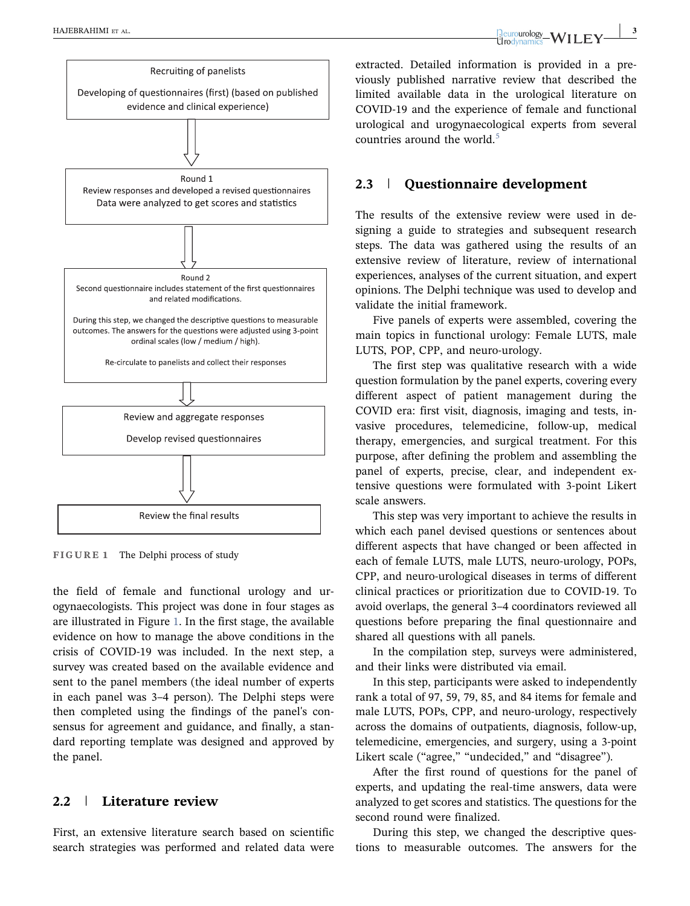Recruiting of panelists

Developing of questionnaires (first) (based on published evidence and clinical experience)

↓

Round 1
Review responses and developed a revised questionnaires
Data were analyzed to get scores and statistics

↓

Round 2
Second questionnaire includes statement of the first questionnaires and related modifications.

During this step, we changed the descriptive questions to measurable outcomes. The answers for the questions were adjusted using 3-point ordinal scales (low / medium / high).

Re-circulate to panelists and collect their responses

↓

Review and aggregate responses

Develop revised questionnaires

↓

Review the final results

**FIGURE 1** The Delphi process of study

the field of female and functional urology and urogynaecologists. This project was done in four stages as are illustrated in Figure 1. In the first stage, the available evidence on how to manage the above conditions in the crisis of COVID-19 was included. In the next step, a survey was created based on the available evidence and sent to the panel members (the ideal number of experts in each panel was 3–4 person). The Delphi steps were then completed using the findings of the panel's consensus for agreement and guidance, and finally, a standard reporting template was designed and approved by the panel.

## 2.2 | Literature review

First, an extensive literature search based on scientific search strategies was performed and related data were extracted. Detailed information is provided in a previously published narrative review that described the limited available data in the urological literature on COVID-19 and the experience of female and functional urological and urogynaecological experts from several countries around the world.[5]

## 2.3 | Questionnaire development

The results of the extensive review were used in designing a guide to strategies and subsequent research steps. The data was gathered using the results of an extensive review of literature, review of international experiences, analyses of the current situation, and expert opinions. The Delphi technique was used to develop and validate the initial framework.

Five panels of experts were assembled, covering the main topics in functional urology: Female LUTS, male LUTS, POP, CPP, and neuro-urology.

The first step was qualitative research with a wide question formulation by the panel experts, covering every different aspect of patient management during the COVID era: first visit, diagnosis, imaging and tests, invasive procedures, telemedicine, follow-up, medical therapy, emergencies, and surgical treatment. For this purpose, after defining the problem and assembling the panel of experts, precise, clear, and independent extensive questions were formulated with 3-point Likert scale answers.

This step was very important to achieve the results in which each panel devised questions or sentences about different aspects that have changed or been affected in each of female LUTS, male LUTS, neuro-urology, POPs, CPP, and neuro-urological diseases in terms of different clinical practices or prioritization due to COVID-19. To avoid overlaps, the general 3–4 coordinators reviewed all questions before preparing the final questionnaire and shared all questions with all panels.

In the compilation step, surveys were administered, and their links were distributed via email.

In this step, participants were asked to independently rank a total of 97, 59, 79, 85, and 84 items for female and male LUTS, POPs, CPP, and neuro-urology, respectively across the domains of outpatients, diagnosis, follow-up, telemedicine, emergencies, and surgery, using a 3-point Likert scale ("agree," "undecided," and "disagree").

After the first round of questions for the panel of experts, and updating the real-time answers, data were analyzed to get scores and statistics. The questions for the second round were finalized.

During this step, we changed the descriptive questions to measurable outcomes. The answers for the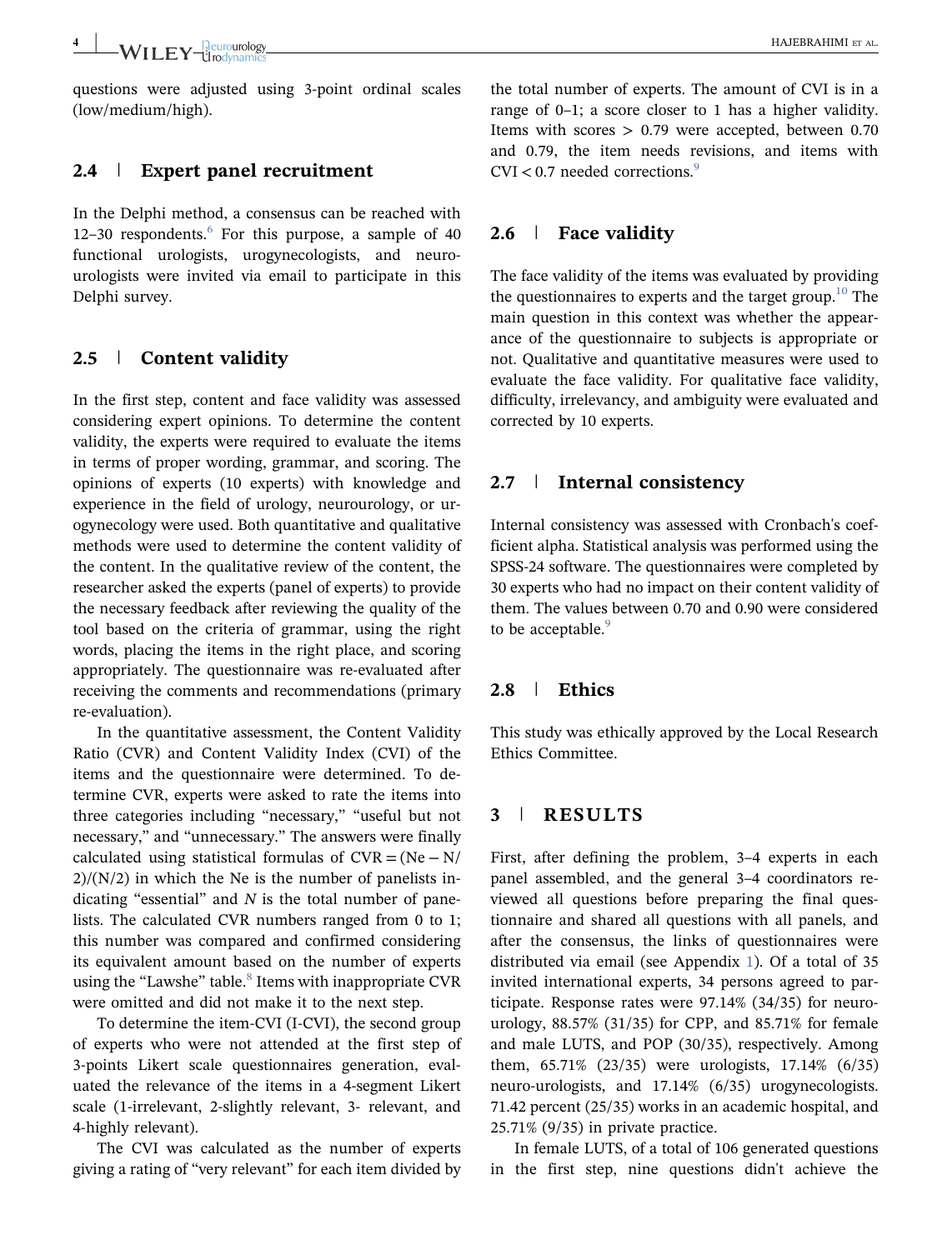questions were adjusted using 3-point ordinal scales (low/medium/high).

## 2.4 | Expert panel recruitment

In the Delphi method, a consensus can be reached with 12–30 respondents.[6] For this purpose, a sample of 40 functional urologists, urogynecologists, and neuro-urologists were invited via email to participate in this Delphi survey.

## 2.5 | Content validity

In the first step, content and face validity was assessed considering expert opinions. To determine the content validity, the experts were required to evaluate the items in terms of proper wording, grammar, and scoring. The opinions of experts (10 experts) with knowledge and experience in the field of urology, neurourology, or urogynecology were used. Both quantitative and qualitative methods were used to determine the content validity of the content. In the qualitative review of the content, the researcher asked the experts (panel of experts) to provide the necessary feedback after reviewing the quality of the tool based on the criteria of grammar, using the right words, placing the items in the right place, and scoring appropriately. The questionnaire was re-evaluated after receiving the comments and recommendations (primary re-evaluation).

In the quantitative assessment, the Content Validity Ratio (CVR) and Content Validity Index (CVI) of the items and the questionnaire were determined. To determine CVR, experts were asked to rate the items into three categories including "necessary," "useful but not necessary," and "unnecessary." The answers were finally calculated using statistical formulas of $CVR = (Ne - N/2)/(N/2)$ in which the Ne is the number of panelists indicating "essential" and $N$ is the total number of panelists. The calculated CVR numbers ranged from 0 to 1; this number was compared and confirmed considering its equivalent amount based on the number of experts using the "Lawshe" table.[8] Items with inappropriate CVR were omitted and did not make it to the next step.

To determine the item-CVI (I-CVI), the second group of experts who were not attended at the first step of 3-points Likert scale questionnaires generation, evaluated the relevance of the items in a 4-segment Likert scale (1-irrelevant, 2-slightly relevant, 3- relevant, and 4-highly relevant).

The CVI was calculated as the number of experts giving a rating of "very relevant" for each item divided by the total number of experts. The amount of CVI is in a range of 0–1; a score closer to 1 has a higher validity. Items with scores > 0.79 were accepted, between 0.70 and 0.79, the item needs revisions, and items with CVI < 0.7 needed corrections.[9]

## 2.6 | Face validity

The face validity of the items was evaluated by providing the questionnaires to experts and the target group.[10] The main question in this context was whether the appearance of the questionnaire to subjects is appropriate or not. Qualitative and quantitative measures were used to evaluate the face validity. For qualitative face validity, difficulty, irrelevancy, and ambiguity were evaluated and corrected by 10 experts.

## 2.7 | Internal consistency

Internal consistency was assessed with Cronbach's coefficient alpha. Statistical analysis was performed using the SPSS-24 software. The questionnaires were completed by 30 experts who had no impact on their content validity of them. The values between 0.70 and 0.90 were considered to be acceptable.[9]

## 2.8 | Ethics

This study was ethically approved by the Local Research Ethics Committee.

# 3 | RESULTS

First, after defining the problem, 3–4 experts in each panel assembled, and the general 3–4 coordinators reviewed all questions before preparing the final questionnaire and shared all questions with all panels, and after the consensus, the links of questionnaires were distributed via email (see Appendix 1). Of a total of 35 invited international experts, 34 persons agreed to participate. Response rates were 97.14% (34/35) for neurourology, 88.57% (31/35) for CPP, and 85.71% for female and male LUTS, and POP (30/35), respectively. Among them, 65.71% (23/35) were urologists, 17.14% (6/35) neuro-urologists, and 17.14% (6/35) urogynecologists. 71.42 percent (25/35) works in an academic hospital, and 25.71% (9/35) in private practice.

In female LUTS, of a total of 106 generated questions in the first step, nine questions didn't achieve the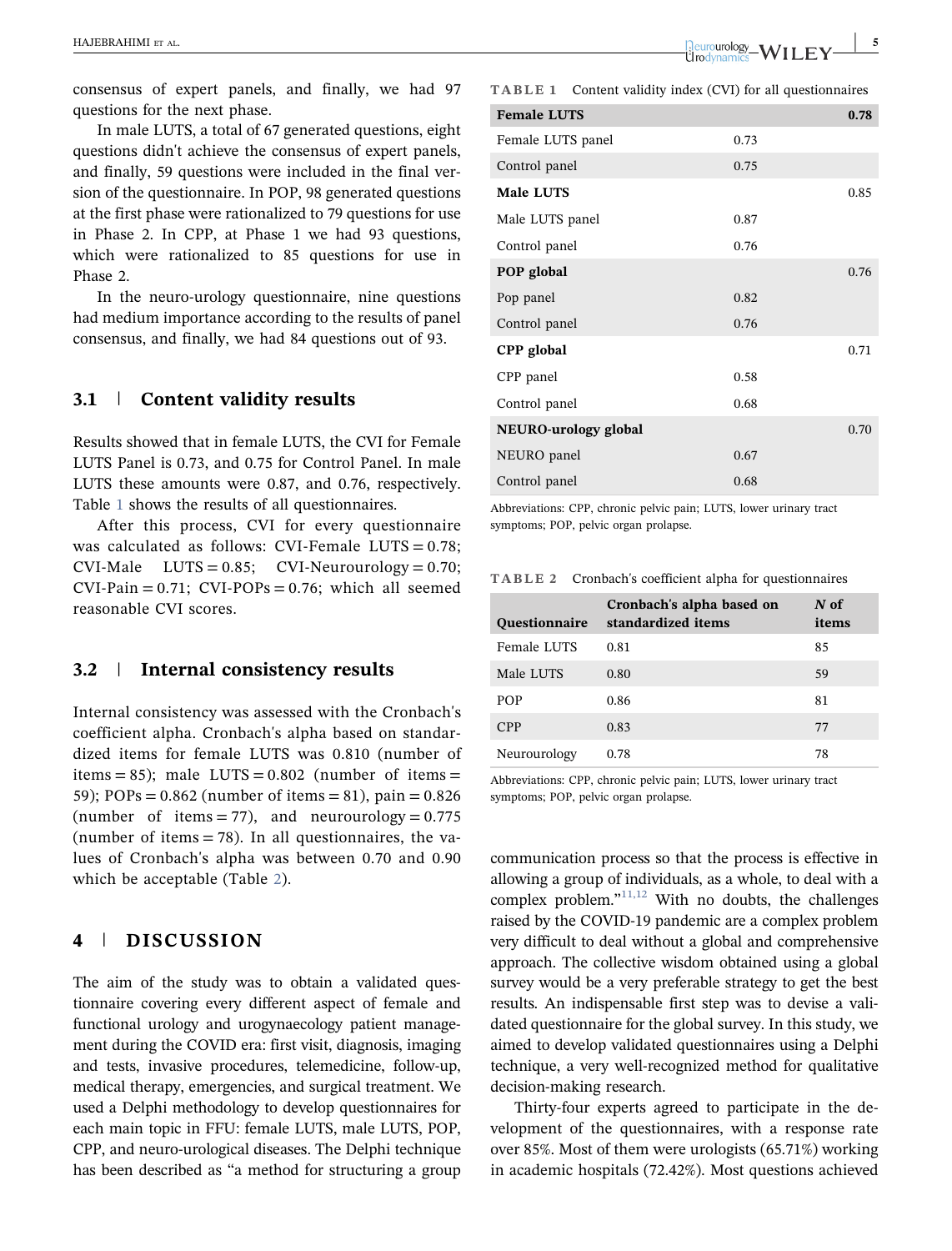consensus of expert panels, and finally, we had 97 questions for the next phase.

In male LUTS, a total of 67 generated questions, eight questions didn't achieve the consensus of expert panels, and finally, 59 questions were included in the final version of the questionnaire. In POP, 98 generated questions at the first phase were rationalized to 79 questions for use in Phase 2. In CPP, at Phase 1 we had 93 questions, which were rationalized to 85 questions for use in Phase 2.

In the neuro-urology questionnaire, nine questions had medium importance according to the results of panel consensus, and finally, we had 84 questions out of 93.

## 3.1 | Content validity results

Results showed that in female LUTS, the CVI for Female LUTS Panel is 0.73, and 0.75 for Control Panel. In male LUTS these amounts were 0.87, and 0.76, respectively. Table 1 shows the results of all questionnaires.

After this process, CVI for every questionnaire was calculated as follows: CVI-Female LUTS = 0.78; CVI-Male LUTS = 0.85; CVI-Neurourology = 0.70; CVI-Pain = 0.71; CVI-POPs = 0.76; which all seemed reasonable CVI scores.

**TABLE 1** Content validity index (CVI) for all questionnaires

| | | |
|---|---|---|
| **Female LUTS** | | **0.78** |
| Female LUTS panel | 0.73 | |
| Control panel | 0.75 | |
| **Male LUTS** | | 0.85 |
| Male LUTS panel | 0.87 | |
| Control panel | 0.76 | |
| **POP global** | | 0.76 |
| Pop panel | 0.82 | |
| Control panel | 0.76 | |
| **CPP global** | | 0.71 |
| CPP panel | 0.58 | |
| Control panel | 0.68 | |
| **NEURO-urology global** | | 0.70 |
| NEURO panel | 0.67 | |
| Control panel | 0.68 | |

Abbreviations: CPP, chronic pelvic pain; LUTS, lower urinary tract symptoms; POP, pelvic organ prolapse.

## 3.2 | Internal consistency results

Internal consistency was assessed with the Cronbach's coefficient alpha. Cronbach's alpha based on standardized items for female LUTS was 0.810 (number of items = 85); male LUTS = 0.802 (number of items = 59); POPs = 0.862 (number of items = 81), pain = 0.826 (number of items = 77), and neurourology = 0.775 (number of items = 78). In all questionnaires, the values of Cronbach's alpha was between 0.70 and 0.90 which be acceptable (Table 2).

**TABLE 2** Cronbach's coefficient alpha for questionnaires

| Questionnaire | Cronbach's alpha based on standardized items | *N* of items |
|---|---|---|
| Female LUTS | 0.81 | 85 |
| Male LUTS | 0.80 | 59 |
| POP | 0.86 | 81 |
| CPP | 0.83 | 77 |
| Neurourology | 0.78 | 78 |

Abbreviations: CPP, chronic pelvic pain; LUTS, lower urinary tract symptoms; POP, pelvic organ prolapse.

# 4 | DISCUSSION

The aim of the study was to obtain a validated questionnaire covering every different aspect of female and functional urology and urogynaecology patient management during the COVID era: first visit, diagnosis, imaging and tests, invasive procedures, telemedicine, follow-up, medical therapy, emergencies, and surgical treatment. We used a Delphi methodology to develop questionnaires for each main topic in FFU: female LUTS, male LUTS, POP, CPP, and neuro-urological diseases. The Delphi technique has been described as "a method for structuring a group communication process so that the process is effective in allowing a group of individuals, as a whole, to deal with a complex problem."[11,12] With no doubts, the challenges raised by the COVID-19 pandemic are a complex problem very difficult to deal without a global and comprehensive approach. The collective wisdom obtained using a global survey would be a very preferable strategy to get the best results. An indispensable first step was to devise a validated questionnaire for the global survey. In this study, we aimed to develop validated questionnaires using a Delphi technique, a very well-recognized method for qualitative decision-making research.

Thirty-four experts agreed to participate in the development of the questionnaires, with a response rate over 85%. Most of them were urologists (65.71%) working in academic hospitals (72.42%). Most questions achieved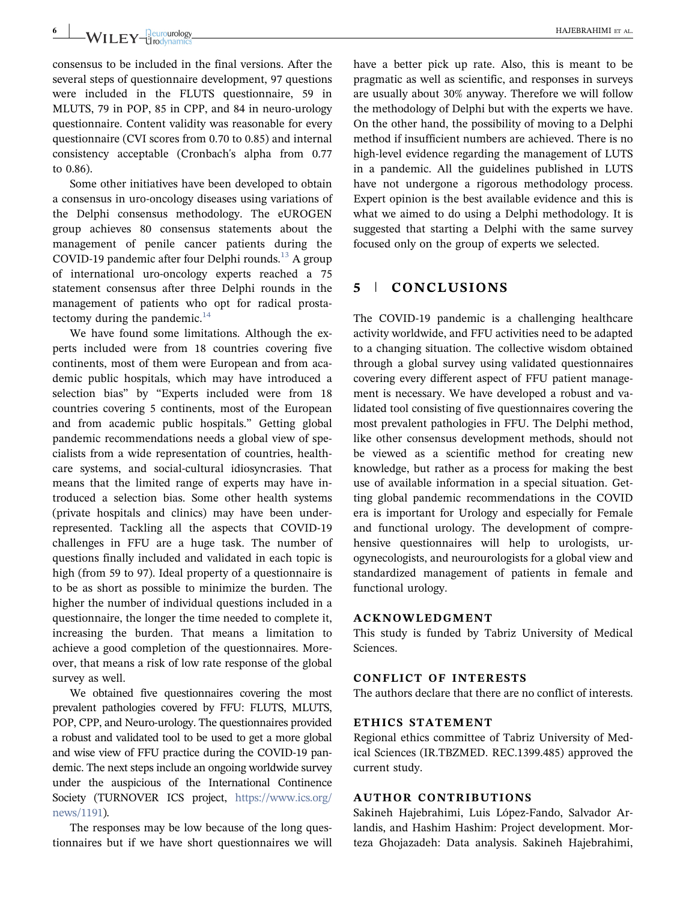consensus to be included in the final versions. After the several steps of questionnaire development, 97 questions were included in the FLUTS questionnaire, 59 in MLUTS, 79 in POP, 85 in CPP, and 84 in neuro-urology questionnaire. Content validity was reasonable for every questionnaire (CVI scores from 0.70 to 0.85) and internal consistency acceptable (Cronbach's alpha from 0.77 to 0.86).

Some other initiatives have been developed to obtain a consensus in uro-oncology diseases using variations of the Delphi consensus methodology. The eUROGEN group achieves 80 consensus statements about the management of penile cancer patients during the COVID-19 pandemic after four Delphi rounds.[13] A group of international uro-oncology experts reached a 75 statement consensus after three Delphi rounds in the management of patients who opt for radical prostatectomy during the pandemic.[14]

We have found some limitations. Although the experts included were from 18 countries covering five continents, most of them were European and from academic public hospitals, which may have introduced a selection bias" by "Experts included were from 18 countries covering 5 continents, most of the European and from academic public hospitals." Getting global pandemic recommendations needs a global view of specialists from a wide representation of countries, healthcare systems, and social-cultural idiosyncrasies. That means that the limited range of experts may have introduced a selection bias. Some other health systems (private hospitals and clinics) may have been underrepresented. Tackling all the aspects that COVID-19 challenges in FFU are a huge task. The number of questions finally included and validated in each topic is high (from 59 to 97). Ideal property of a questionnaire is to be as short as possible to minimize the burden. The higher the number of individual questions included in a questionnaire, the longer the time needed to complete it, increasing the burden. That means a limitation to achieve a good completion of the questionnaires. Moreover, that means a risk of low rate response of the global survey as well.

We obtained five questionnaires covering the most prevalent pathologies covered by FFU: FLUTS, MLUTS, POP, CPP, and Neuro-urology. The questionnaires provided a robust and validated tool to be used to get a more global and wise view of FFU practice during the COVID-19 pandemic. The next steps include an ongoing worldwide survey under the auspicious of the International Continence Society (TURNOVER ICS project, https://www.ics.org/news/1191).

The responses may be low because of the long questionnaires but if we have short questionnaires we will have a better pick up rate. Also, this is meant to be pragmatic as well as scientific, and responses in surveys are usually about 30% anyway. Therefore we will follow the methodology of Delphi but with the experts we have. On the other hand, the possibility of moving to a Delphi method if insufficient numbers are achieved. There is no high-level evidence regarding the management of LUTS in a pandemic. All the guidelines published in LUTS have not undergone a rigorous methodology process. Expert opinion is the best available evidence and this is what we aimed to do using a Delphi methodology. It is suggested that starting a Delphi with the same survey focused only on the group of experts we selected.

## 5 | CONCLUSIONS

The COVID-19 pandemic is a challenging healthcare activity worldwide, and FFU activities need to be adapted to a changing situation. The collective wisdom obtained through a global survey using validated questionnaires covering every different aspect of FFU patient management is necessary. We have developed a robust and validated tool consisting of five questionnaires covering the most prevalent pathologies in FFU. The Delphi method, like other consensus development methods, should not be viewed as a scientific method for creating new knowledge, but rather as a process for making the best use of available information in a special situation. Getting global pandemic recommendations in the COVID era is important for Urology and especially for Female and functional urology. The development of comprehensive questionnaires will help to urologists, urogynecologists, and neurourologists for a global view and standardized management of patients in female and functional urology.

### ACKNOWLEDGMENT

This study is funded by Tabriz University of Medical Sciences.

### CONFLICT OF INTERESTS

The authors declare that there are no conflict of interests.

### ETHICS STATEMENT

Regional ethics committee of Tabriz University of Medical Sciences (IR.TBZMED. REC.1399.485) approved the current study.

### AUTHOR CONTRIBUTIONS

Sakineh Hajebrahimi, Luis López-Fando, Salvador Arlandis, and Hashim Hashim: Project development. Morteza Ghojazadeh: Data analysis. Sakineh Hajebrahimi,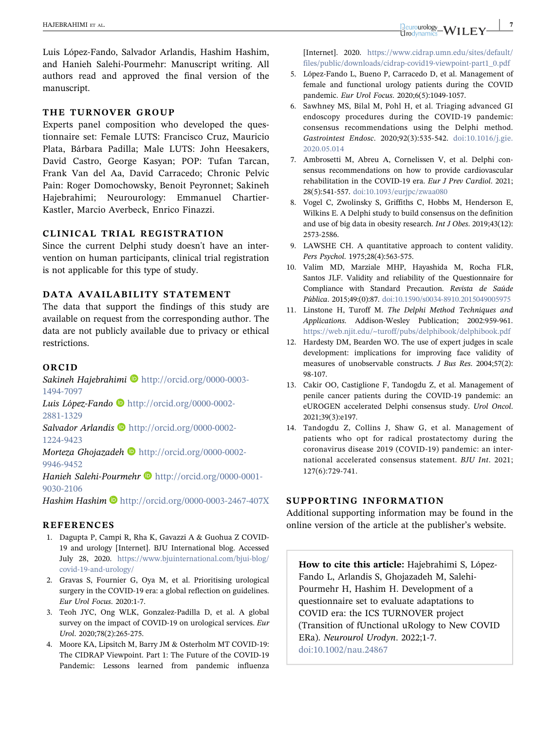Luis López-Fando, Salvador Arlandis, Hashim Hashim, and Hanieh Salehi-Pourmehr: Manuscript writing. All authors read and approved the final version of the manuscript.

## THE TURNOVER GROUP

Experts panel composition who developed the questionnaire set: Female LUTS: Francisco Cruz, Mauricio Plata, Bárbara Padilla; Male LUTS: John Heesakers, David Castro, George Kasyan; POP: Tufan Tarcan, Frank Van del Aa, David Carracedo; Chronic Pelvic Pain: Roger Domochowsky, Benoit Peyronnet; Sakineh Hajebrahimi; Neurourology: Emmanuel Chartier-Kastler, Marcio Averbeck, Enrico Finazzi.

## CLINICAL TRIAL REGISTRATION

Since the current Delphi study doesn't have an intervention on human participants, clinical trial registration is not applicable for this type of study.

## DATA AVAILABILITY STATEMENT

The data that support the findings of this study are available on request from the corresponding author. The data are not publicly available due to privacy or ethical restrictions.

## ORCID

*Sakineh Hajebrahimi* http://orcid.org/0000-0003-1494-7097
*Luis López-Fando* http://orcid.org/0000-0002-2881-1329
*Salvador Arlandis* http://orcid.org/0000-0002-1224-9423
*Morteza Ghojazadeh* http://orcid.org/0000-0002-9946-9452
*Hanieh Salehi-Pourmehr* http://orcid.org/0000-0001-9030-2106
*Hashim Hashim* http://orcid.org/0000-0003-2467-407X

## REFERENCES

1. Dagupta P, Campi R, Rha K, Gavazzi A & Guohua Z COVID-19 and urology [Internet]. BJU International blog. Accessed July 28, 2020. https://www.bjuinternational.com/bjui-blog/covid-19-and-urology/
2. Gravas S, Fournier G, Oya M, et al. Prioritising urological surgery in the COVID-19 era: a global reflection on guidelines. *Eur Urol Focus*. 2020:1-7.
3. Teoh JYC, Ong WLK, Gonzalez-Padilla D, et al. A global survey on the impact of COVID-19 on urological services. *Eur Urol*. 2020;78(2):265-275.
4. Moore KA, Lipsitch M, Barry JM & Osterholm MT COVID-19: The CIDRAP Viewpoint. Part 1: The Future of the COVID-19 Pandemic: Lessons learned from pandemic influenza [Internet]. 2020. https://www.cidrap.umn.edu/sites/default/files/public/downloads/cidrap-covid19-viewpoint-part1_0.pdf
5. López-Fando L, Bueno P, Carracedo D, et al. Management of female and functional urology patients during the COVID pandemic. *Eur Urol Focus*. 2020;6(5):1049-1057.
6. Sawhney MS, Bilal M, Pohl H, et al. Triaging advanced GI endoscopy procedures during the COVID-19 pandemic: consensus recommendations using the Delphi method. *Gastrointest Endosc*. 2020;92(3):535-542. doi:10.1016/j.gie.2020.05.014
7. Ambrosetti M, Abreu A, Cornelissen V, et al. Delphi consensus recommendations on how to provide cardiovascular rehabilitation in the COVID-19 era. *Eur J Prev Cardiol*. 2021;28(5):541-557. doi:10.1093/eurjpc/zwaa080
8. Vogel C, Zwolinsky S, Griffiths C, Hobbs M, Henderson E, Wilkins E. A Delphi study to build consensus on the definition and use of big data in obesity research. *Int J Obes*. 2019;43(12):2573-2586.
9. LAWSHE CH. A quantitative approach to content validity. *Pers Psychol*. 1975;28(4):563-575.
10. Valim MD, Marziale MHP, Hayashida M, Rocha FLR, Santos JLF. Validity and reliability of the Questionnaire for Compliance with Standard Precaution. *Revista de Saúde Pública*. 2015;49:(0):87. doi:10.1590/s0034-8910.2015049005975
11. Linstone H, Turoff M. *The Delphi Method Techniques and Applications.* Addison-Wesley Publication; 2002:959-961. https://web.njit.edu/~turoff/pubs/delphibook/delphibook.pdf
12. Hardesty DM, Bearden WO. The use of expert judges in scale development: implications for improving face validity of measures of unobservable constructs. *J Bus Res*. 2004;57(2):98-107.
13. Cakir OO, Castiglione F, Tandogdu Z, et al. Management of penile cancer patients during the COVID-19 pandemic: an eUROGEN accelerated Delphi consensus study. *Urol Oncol*. 2021;39(3):e197.
14. Tandogdu Z, Collins J, Shaw G, et al. Management of patients who opt for radical prostatectomy during the coronavirus disease 2019 (COVID-19) pandemic: an international accelerated consensus statement. *BJU Int*. 2021;127(6):729-741.

## SUPPORTING INFORMATION

Additional supporting information may be found in the online version of the article at the publisher's website.

**How to cite this article:** Hajebrahimi S, López-Fando L, Arlandis S, Ghojazadeh M, Salehi-Pourmehr H, Hashim H. Development of a questionnaire set to evaluate adaptations to COVID era: the ICS TURNOVER project (Transition of fUnctional uRology to New COVID ERa). *Neurourol Urodyn*. 2022;1-7. doi:10.1002/nau.24867